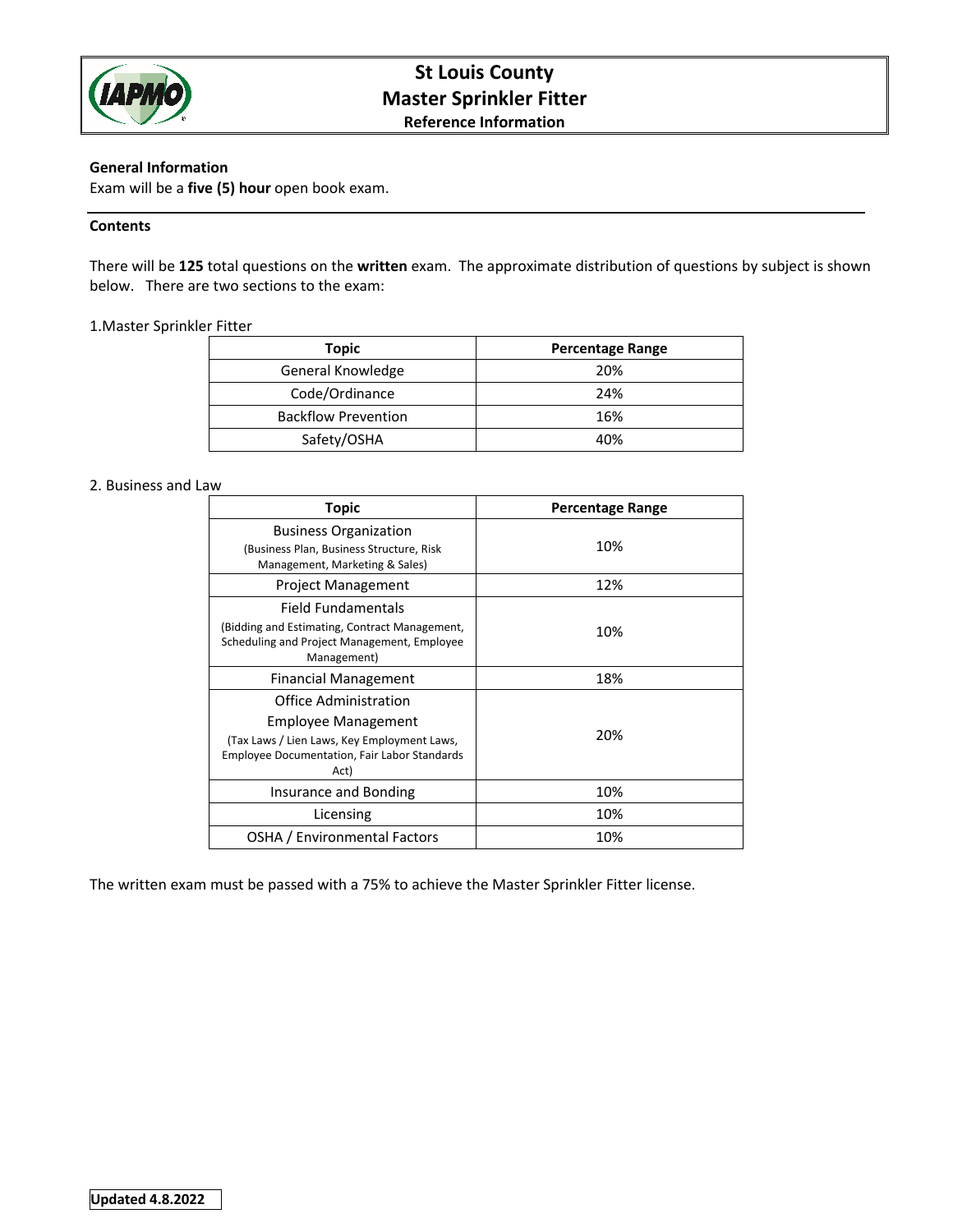# St Louis County
# Master Sprinkler Fitter
### Reference Information

**General Information**

Exam will be a **five (5) hour** open book exam.

---

**Contents**

There will be **125** total questions on the **written** exam. The approximate distribution of questions by subject is shown below. There are two sections to the exam:

1.Master Sprinkler Fitter

| Topic | Percentage Range |
|---|---|
| General Knowledge | 20% |
| Code/Ordinance | 24% |
| Backflow Prevention | 16% |
| Safety/OSHA | 40% |

2. Business and Law

| Topic | Percentage Range |
|---|---|
| Business Organization (Business Plan, Business Structure, Risk Management, Marketing & Sales) | 10% |
| Project Management | 12% |
| Field Fundamentals (Bidding and Estimating, Contract Management, Scheduling and Project Management, Employee Management) | 10% |
| Financial Management | 18% |
| Office Administration Employee Management (Tax Laws / Lien Laws, Key Employment Laws, Employee Documentation, Fair Labor Standards Act) | 20% |
| Insurance and Bonding | 10% |
| Licensing | 10% |
| OSHA / Environmental Factors | 10% |

The written exam must be passed with a 75% to achieve the Master Sprinkler Fitter license.

**Updated 4.8.2022**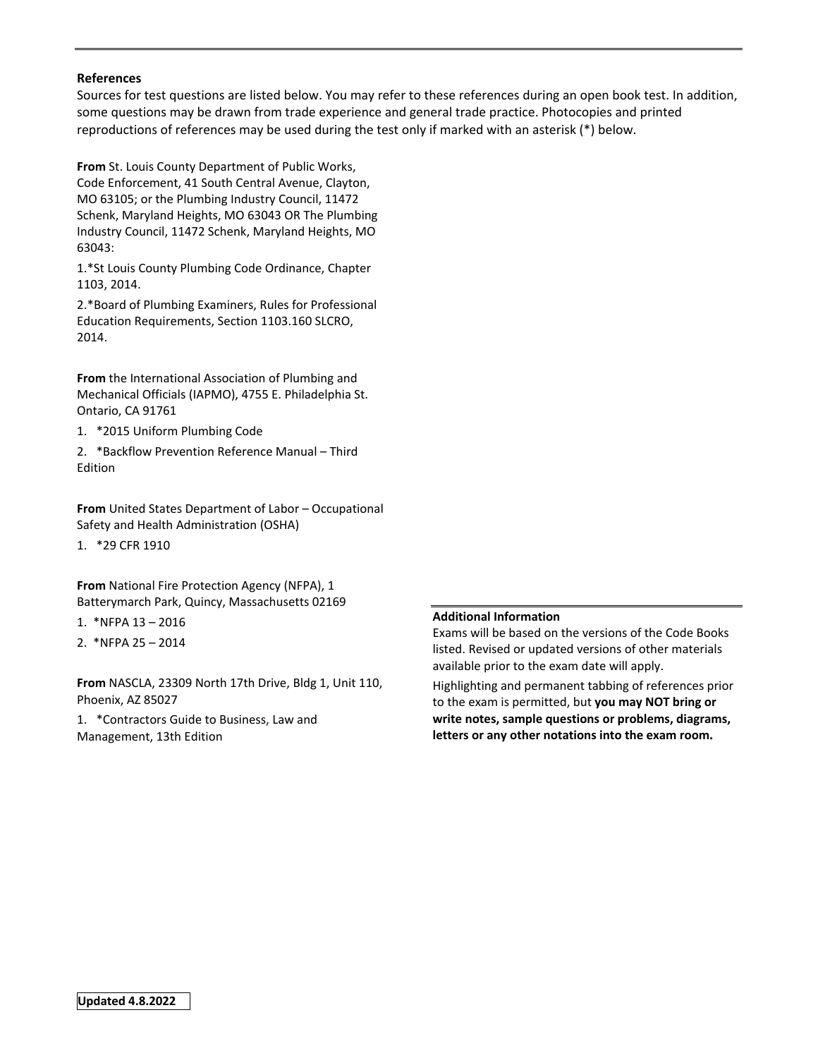**References**

Sources for test questions are listed below. You may refer to these references during an open book test. In addition, some questions may be drawn from trade experience and general trade practice. Photocopies and printed reproductions of references may be used during the test only if marked with an asterisk (*) below.

**From** St. Louis County Department of Public Works, Code Enforcement, 41 South Central Avenue, Clayton, MO 63105; or the Plumbing Industry Council, 11472 Schenk, Maryland Heights, MO 63043 OR The Plumbing Industry Council, 11472 Schenk, Maryland Heights, MO 63043:

1.*St Louis County Plumbing Code Ordinance, Chapter 1103, 2014.

2.*Board of Plumbing Examiners, Rules for Professional Education Requirements, Section 1103.160 SLCRO, 2014.

**From** the International Association of Plumbing and Mechanical Officials (IAPMO), 4755 E. Philadelphia St. Ontario, CA 91761

1. *2015 Uniform Plumbing Code
2. *Backflow Prevention Reference Manual – Third Edition

**From** United States Department of Labor – Occupational Safety and Health Administration (OSHA)

1. *29 CFR 1910

**From** National Fire Protection Agency (NFPA), 1 Batterymarch Park, Quincy, Massachusetts 02169

1. *NFPA 13 – 2016
2. *NFPA 25 – 2014

**From** NASCLA, 23309 North 17th Drive, Bldg 1, Unit 110, Phoenix, AZ 85027

1. *Contractors Guide to Business, Law and Management, 13th Edition

**Additional Information**

Exams will be based on the versions of the Code Books listed. Revised or updated versions of other materials available prior to the exam date will apply.

Highlighting and permanent tabbing of references prior to the exam is permitted, but **you may NOT bring or write notes, sample questions or problems, diagrams, letters or any other notations into the exam room.**

**Updated 4.8.2022**